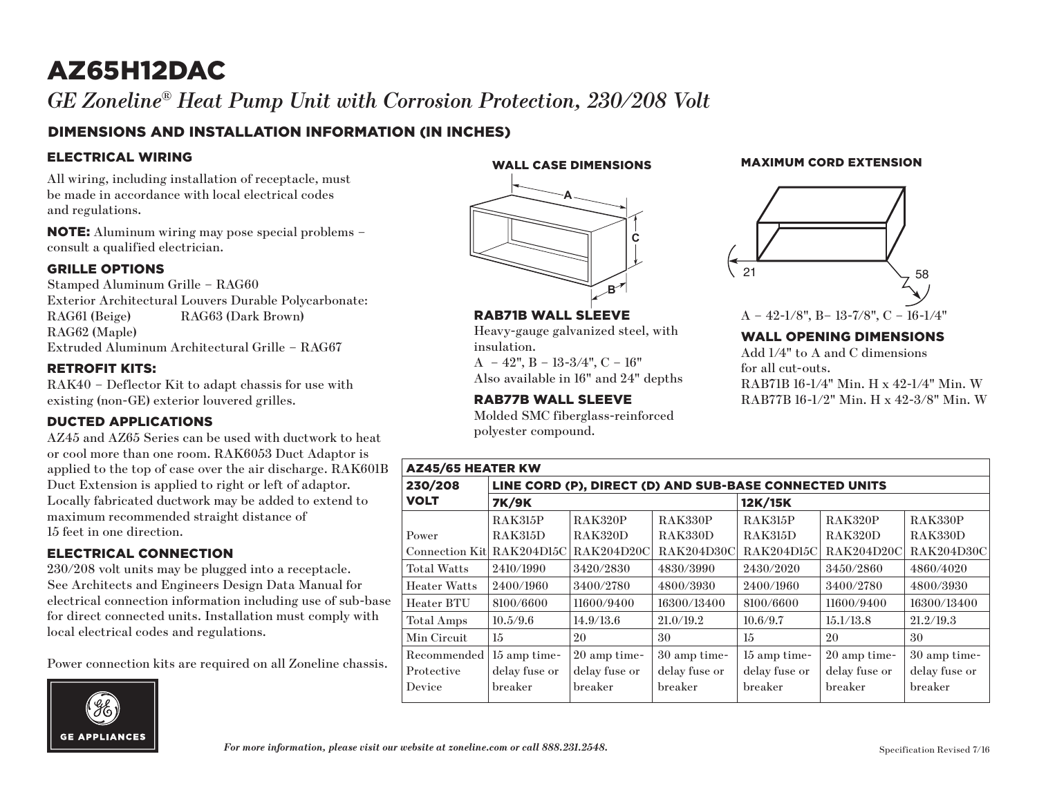# AZ65H12DAC

*GE Zoneline® Heat Pump Unit with Corrosion Protection, 230/208 Volt*

## DIMENSIONS AND INSTALLATION INFORMATION (IN INCHES)

### ELECTRICAL WIRING

All wiring, including installation of receptacle, must be made in accordance with local electrical codes and regulations.

**NOTE:** Aluminum wiring may pose special problems – consult a qualified electrician.

### GRILLE OPTIONS

Stamped Aluminum Grille – RAG60
Exterior Architectural Louvers Durable Polycarbonate:
RAG61 (Beige) RAG63 (Dark Brown)
RAG62 (Maple)
Extruded Aluminum Architectural Grille – RAG67

### RETROFIT KITS:

RAK40 – Deflector Kit to adapt chassis for use with existing (non-GE) exterior louvered grilles.

### DUCTED APPLICATIONS

AZ45 and AZ65 Series can be used with ductwork to heat or cool more than one room. RAK6053 Duct Adaptor is applied to the top of case over the air discharge. RAK601B Duct Extension is applied to right or left of adaptor. Locally fabricated ductwork may be added to extend to maximum recommended straight distance of 15 feet in one direction.

### ELECTRICAL CONNECTION

230/208 volt units may be plugged into a receptacle. See Architects and Engineers Design Data Manual for electrical connection information including use of sub-base for direct connected units. Installation must comply with local electrical codes and regulations.

Power connection kits are required on all Zoneline chassis.

### WALL CASE DIMENSIONS

A

C

B

### RAB71B WALL SLEEVE

Heavy-gauge galvanized steel, with insulation.
A – 42", B – 13-3/4", C – 16"
Also available in 16" and 24" depths

### RAB77B WALL SLEEVE

Molded SMC fiberglass-reinforced polyester compound.

### MAXIMUM CORD EXTENSION

21

58

A – 42-1/8", B– 13-7/8", C – 16-1/4"

### WALL OPENING DIMENSIONS

Add 1/4" to A and C dimensions for all cut-outs.
RAB71B 16-1/4" Min. H x 42-1/4" Min. W
RAB77B 16-1/2" Min. H x 42-3/8" Min. W

| AZ45/65 HEATER KW | | | | | | |
|---|---|---|---|---|---|---|
| 230/208 VOLT | LINE CORD (P), DIRECT (D) AND SUB-BASE CONNECTED UNITS | | | | | |
| | 7K/9K | | | 12K/15K | | |
| Power Connection Kit | RAK315P RAK315D RAK204D15C | RAK320P RAK320D RAK204D20C | RAK330P RAK330D RAK204D30C | RAK315P RAK315D RAK204D15C | RAK320P RAK320D RAK204D20C | RAK330P RAK330D RAK204D30C |
| Total Watts | 2410/1990 | 3420/2830 | 4830/3990 | 2430/2020 | 3450/2860 | 4860/4020 |
| Heater Watts | 2400/1960 | 3400/2780 | 4800/3930 | 2400/1960 | 3400/2780 | 4800/3930 |
| Heater BTU | 8100/6600 | 11600/9400 | 16300/13400 | 8100/6600 | 11600/9400 | 16300/13400 |
| Total Amps | 10.5/9.6 | 14.9/13.6 | 21.0/19.2 | 10.6/9.7 | 15.1/13.8 | 21.2/19.3 |
| Min Circuit | 15 | 20 | 30 | 15 | 20 | 30 |
| Recommended Protective Device | 15 amp time-delay fuse or breaker | 20 amp time-delay fuse or breaker | 30 amp time-delay fuse or breaker | 15 amp time-delay fuse or breaker | 20 amp time-delay fuse or breaker | 30 amp time-delay fuse or breaker |

GE APPLIANCES

*For more information, please visit our website at zoneline.com or call 888.231.2548.*

Specification Revised 7/16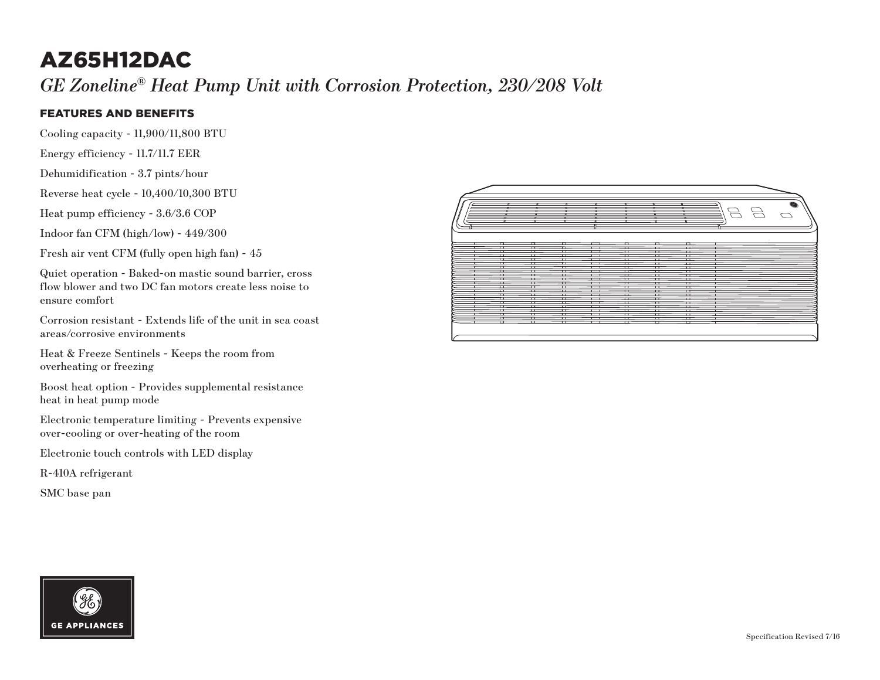# AZ65H12DAC

*GE Zoneline® Heat Pump Unit with Corrosion Protection, 230/208 Volt*

### FEATURES AND BENEFITS

Cooling capacity - 11,900/11,800 BTU

Energy efficiency - 11.7/11.7 EER

Dehumidification - 3.7 pints/hour

Reverse heat cycle - 10,400/10,300 BTU

Heat pump efficiency - 3.6/3.6 COP

Indoor fan CFM (high/low) - 449/300

Fresh air vent CFM (fully open high fan) - 45

Quiet operation - Baked-on mastic sound barrier, cross flow blower and two DC fan motors create less noise to ensure comfort

Corrosion resistant - Extends life of the unit in sea coast areas/corrosive environments

Heat & Freeze Sentinels - Keeps the room from overheating or freezing

Boost heat option - Provides supplemental resistance heat in heat pump mode

Electronic temperature limiting - Prevents expensive over-cooling or over-heating of the room

Electronic touch controls with LED display

R-410A refrigerant

SMC base pan

GE APPLIANCES

Specification Revised 7/16